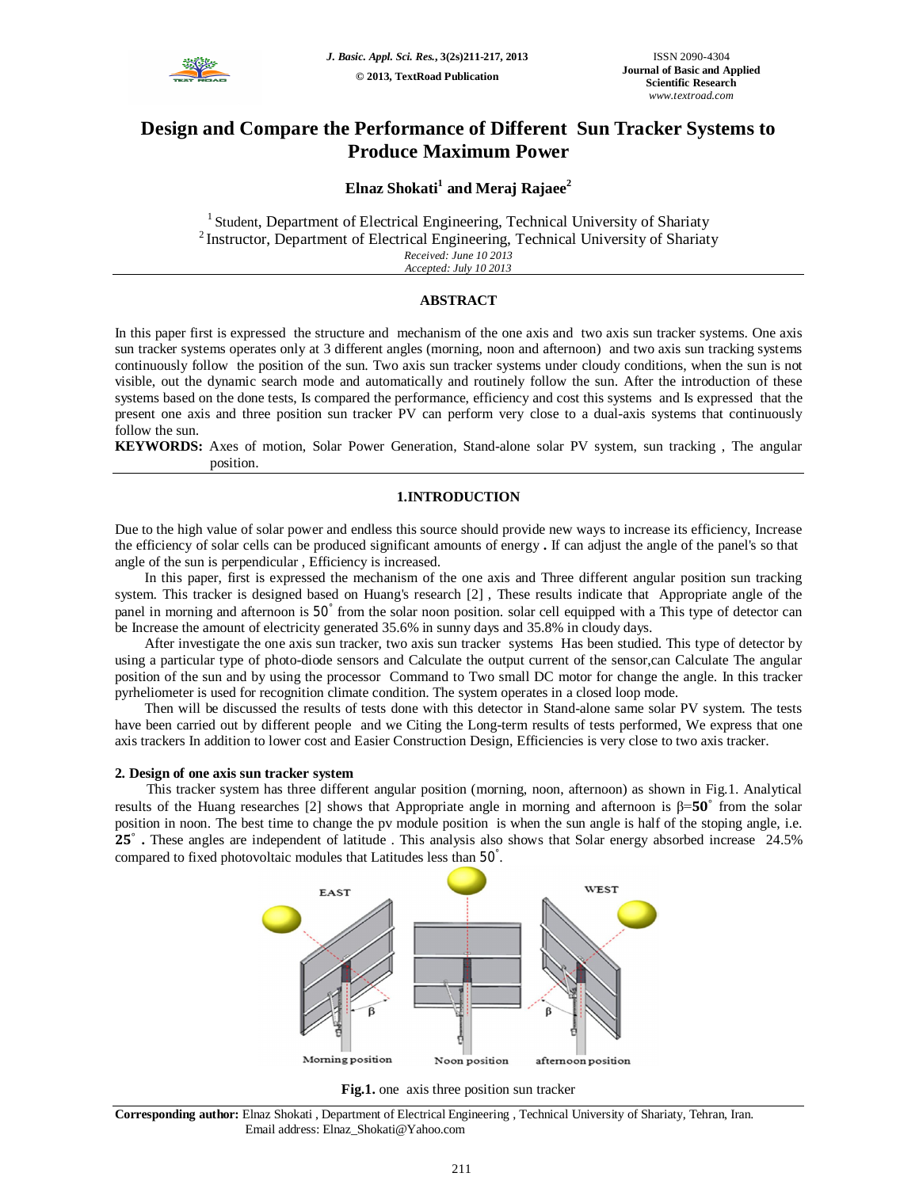# Design and Compare the Performance of Different Sun Tracker Systems to Produce Maximum Power

**Elnaz Shokati[1] and Meraj Rajaee[2]**

[1] Student, Department of Electrical Engineering, Technical University of Shariaty
[2] Instructor, Department of Electrical Engineering, Technical University of Shariaty

*Received: June 10 2013*
*Accepted: July 10 2013*

## ABSTRACT

In this paper first is expressed the structure and mechanism of the one axis and two axis sun tracker systems. One axis sun tracker systems operates only at 3 different angles (morning, noon and afternoon) and two axis sun tracking systems continuously follow the position of the sun. Two axis sun tracker systems under cloudy conditions, when the sun is not visible, out the dynamic search mode and automatically and routinely follow the sun. After the introduction of these systems based on the done tests, Is compared the performance, efficiency and cost this systems and Is expressed that the present one axis and three position sun tracker PV can perform very close to a dual-axis systems that continuously follow the sun.

**KEYWORDS:** Axes of motion, Solar Power Generation, Stand-alone solar PV system, sun tracking , The angular position.

## 1.INTRODUCTION

Due to the high value of solar power and endless this source should provide new ways to increase its efficiency, Increase the efficiency of solar cells can be produced significant amounts of energy **.** If can adjust the angle of the panel's so that angle of the sun is perpendicular , Efficiency is increased.

In this paper, first is expressed the mechanism of the one axis and Three different angular position sun tracking system. This tracker is designed based on Huang's research [2] , These results indicate that Appropriate angle of the panel in morning and afternoon is $50^{\circ}$ from the solar noon position. solar cell equipped with a This type of detector can be Increase the amount of electricity generated 35.6% in sunny days and 35.8% in cloudy days.

After investigate the one axis sun tracker, two axis sun tracker systems Has been studied. This type of detector by using a particular type of photo-diode sensors and Calculate the output current of the sensor,can Calculate The angular position of the sun and by using the processor Command to Two small DC motor for change the angle. In this tracker pyrheliometer is used for recognition climate condition. The system operates in a closed loop mode.

Then will be discussed the results of tests done with this detector in Stand-alone same solar PV system. The tests have been carried out by different people and we Citing the Long-term results of tests performed, We express that one axis trackers In addition to lower cost and Easier Construction Design, Efficiencies is very close to two axis tracker.

### 2. Design of one axis sun tracker system

This tracker system has three different angular position (morning, noon, afternoon) as shown in Fig.1. Analytical results of the Huang researches [2] shows that Appropriate angle in morning and afternoon is $\beta = \mathbf{50}^{\circ}$ from the solar position in noon. The best time to change the pv module position is when the sun angle is half of the stoping angle, i.e. $\mathbf{25}^{\circ}$ **.** These angles are independent of latitude . This analysis also shows that Solar energy absorbed increase 24.5% compared to fixed photovoltaic modules that Latitudes less than $50^{\circ}$.

**Fig.1.** one axis three position sun tracker

**Corresponding author:** Elnaz Shokati , Department of Electrical Engineering , Technical University of Shariaty, Tehran, Iran. Email address: Elnaz_Shokati@Yahoo.com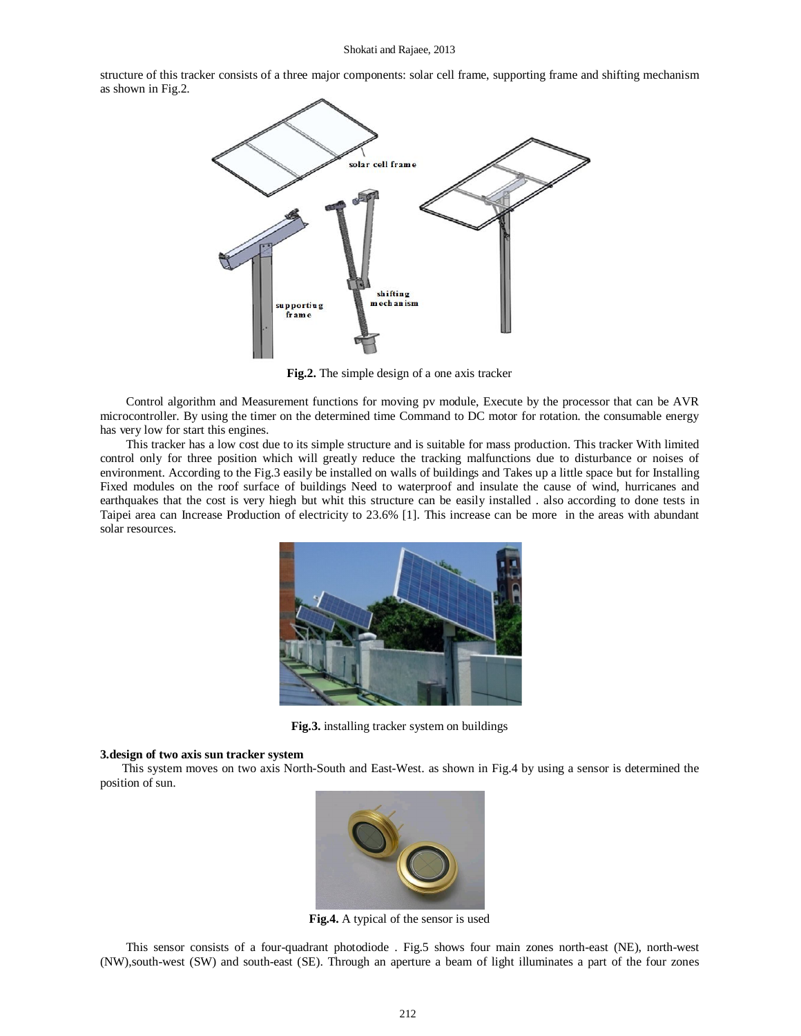structure of this tracker consists of a three major components: solar cell frame, supporting frame and shifting mechanism as shown in Fig.2.

**Fig.2.** The simple design of a one axis tracker

Control algorithm and Measurement functions for moving pv module, Execute by the processor that can be AVR microcontroller. By using the timer on the determined time Command to DC motor for rotation. the consumable energy has very low for start this engines.

This tracker has a low cost due to its simple structure and is suitable for mass production. This tracker With limited control only for three position which will greatly reduce the tracking malfunctions due to disturbance or noises of environment. According to the Fig.3 easily be installed on walls of buildings and Takes up a little space but for Installing Fixed modules on the roof surface of buildings Need to waterproof and insulate the cause of wind, hurricanes and earthquakes that the cost is very hiegh but whit this structure can be easily installed . also according to done tests in Taipei area can Increase Production of electricity to 23.6% [1]. This increase can be more in the areas with abundant solar resources.

**Fig.3.** installing tracker system on buildings

**3.design of two axis sun tracker system**

This system moves on two axis North-South and East-West. as shown in Fig.4 by using a sensor is determined the position of sun.

**Fig.4.** A typical of the sensor is used

This sensor consists of a four-quadrant photodiode . Fig.5 shows four main zones north-east (NE), north-west (NW),south-west (SW) and south-east (SE). Through an aperture a beam of light illuminates a part of the four zones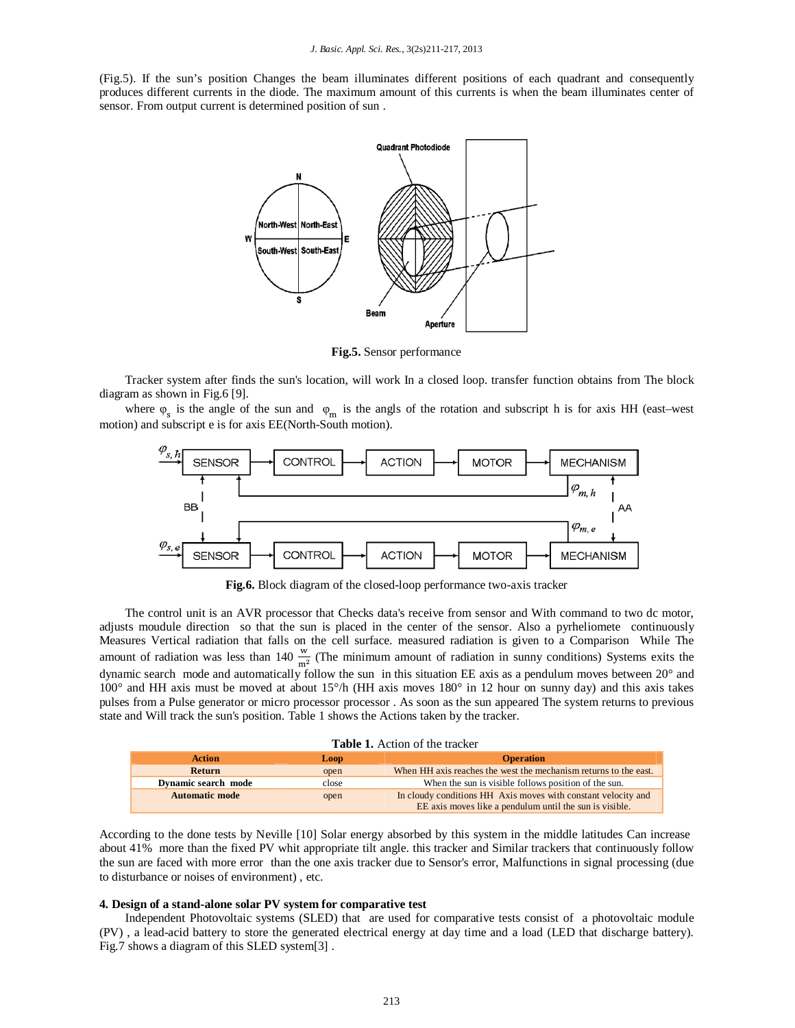(Fig.5). If the sun's position Changes the beam illuminates different positions of each quadrant and consequently produces different currents in the diode. The maximum amount of this currents is when the beam illuminates center of sensor. From output current is determined position of sun .

**Fig.5.** Sensor performance

Tracker system after finds the sun's location, will work In a closed loop. transfer function obtains from The block diagram as shown in Fig.6 [9].

where $\varphi_s$ is the angle of the sun and $\varphi_m$ is the angls of the rotation and subscript h is for axis HH (east–west motion) and subscript e is for axis EE(North-South motion).

**Fig.6.** Block diagram of the closed-loop performance two-axis tracker

The control unit is an AVR processor that Checks data's receive from sensor and With command to two dc motor, adjusts moudule direction so that the sun is placed in the center of the sensor. Also a pyrheliomete continuously Measures Vertical radiation that falls on the cell surface. measured radiation is given to a Comparison While The amount of radiation was less than 140 $\frac{w}{m^2}$ (The minimum amount of radiation in sunny conditions) Systems exits the dynamic search mode and automatically follow the sun in this situation EE axis as a pendulum moves between 20° and 100° and HH axis must be moved at about 15°/h (HH axis moves 180° in 12 hour on sunny day) and this axis takes pulses from a Pulse generator or micro processor processor . As soon as the sun appeared The system returns to previous state and Will track the sun's position. Table 1 shows the Actions taken by the tracker.

**Table 1.** Action of the tracker

| Action | Loop | Operation |
|---|---|---|
| **Return** | open | When HH axis reaches the west the mechanism returns to the east. |
| **Dynamic search mode** | close | When the sun is visible follows position of the sun. |
| **Automatic mode** | open | In cloudy conditions HH Axis moves with constant velocity and EE axis moves like a pendulum until the sun is visible. |

According to the done tests by Neville [10] Solar energy absorbed by this system in the middle latitudes Can increase about 41% more than the fixed PV whit appropriate tilt angle. this tracker and Similar trackers that continuously follow the sun are faced with more error than the one axis tracker due to Sensor's error, Malfunctions in signal processing (due to disturbance or noises of environment) , etc.

### 4. Design of a stand-alone solar PV system for comparative test

Independent Photovoltaic systems (SLED) that are used for comparative tests consist of a photovoltaic module (PV) , a lead-acid battery to store the generated electrical energy at day time and a load (LED that discharge battery). Fig.7 shows a diagram of this SLED system[3] .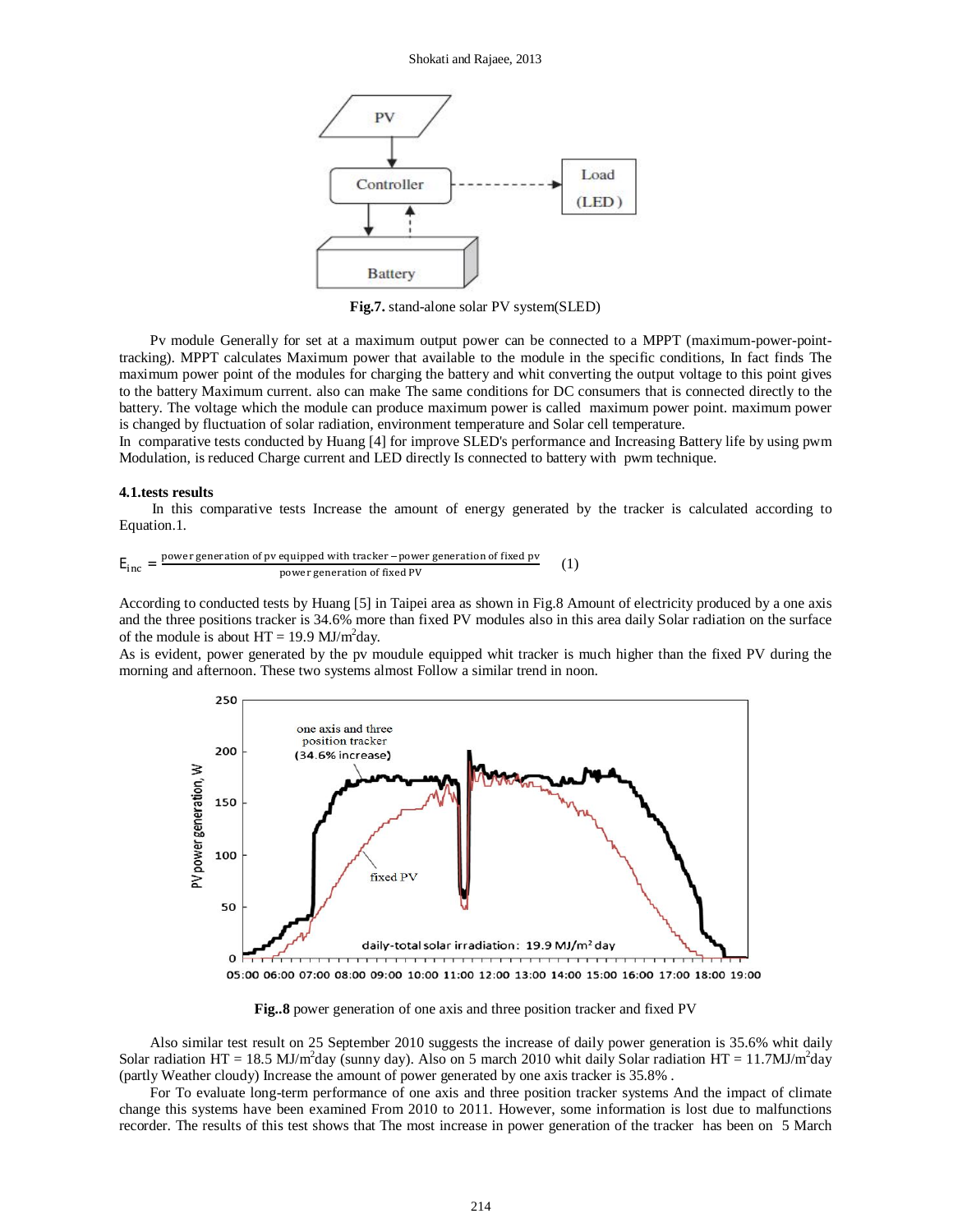**Fig.7.** stand-alone solar PV system(SLED)

Pv module Generally for set at a maximum output power can be connected to a MPPT (maximum-power-point-tracking). MPPT calculates Maximum power that available to the module in the specific conditions, In fact finds The maximum power point of the modules for charging the battery and whit converting the output voltage to this point gives to the battery Maximum current. also can make The same conditions for DC consumers that is connected directly to the battery. The voltage which the module can produce maximum power is called maximum power point. maximum power is changed by fluctuation of solar radiation, environment temperature and Solar cell temperature.
In comparative tests conducted by Huang [4] for improve SLED's performance and Increasing Battery life by using pwm Modulation, is reduced Charge current and LED directly Is connected to battery with pwm technique.

**4.1.tests results**

In this comparative tests Increase the amount of energy generated by the tracker is calculated according to Equation.1.

$$E_{inc} = \frac{\text{power generation of pv equipped with tracker} - \text{power generation of fixed pv}}{\text{power generation of fixed PV}} \qquad (1)$$

According to conducted tests by Huang [5] in Taipei area as shown in Fig.8 Amount of electricity produced by a one axis and the three positions tracker is 34.6% more than fixed PV modules also in this area daily Solar radiation on the surface of the module is about HT = 19.9 $MJ/m^2day$.
As is evident, power generated by the pv moudule equipped whit tracker is much higher than the fixed PV during the morning and afternoon. These two systems almost Follow a similar trend in noon.

**Fig..8** power generation of one axis and three position tracker and fixed PV

Also similar test result on 25 September 2010 suggests the increase of daily power generation is 35.6% whit daily Solar radiation HT = 18.5 $MJ/m^2day$ (sunny day). Also on 5 march 2010 whit daily Solar radiation HT = 11.7$MJ/m^2day$ (partly Weather cloudy) Increase the amount of power generated by one axis tracker is 35.8% .

For To evaluate long-term performance of one axis and three position tracker systems And the impact of climate change this systems have been examined From 2010 to 2011. However, some information is lost due to malfunctions recorder. The results of this test shows that The most increase in power generation of the tracker has been on 5 March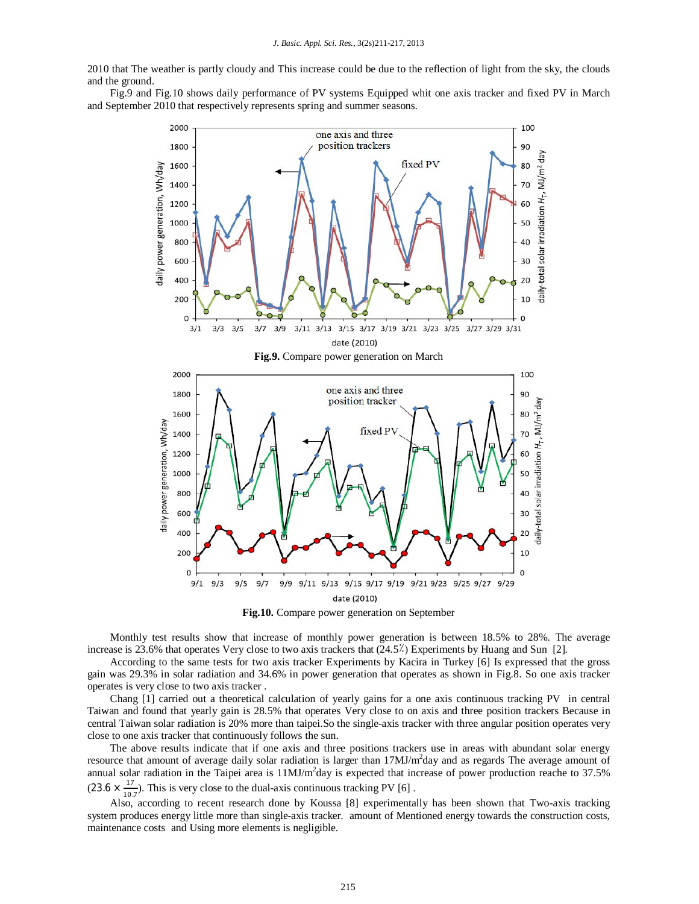2010 that The weather is partly cloudy and This increase could be due to the reflection of light from the sky, the clouds and the ground.

Fig.9 and Fig.10 shows daily performance of PV systems Equipped whit one axis tracker and fixed PV in March and September 2010 that respectively represents spring and summer seasons.

**Fig.9.** Compare power generation on March

**Fig.10.** Compare power generation on September

Monthly test results show that increase of monthly power generation is between 18.5% to 28%. The average increase is 23.6% that operates Very close to two axis trackers that (24.5٪) Experiments by Huang and Sun [2].

According to the same tests for two axis tracker Experiments by Kacira in Turkey [6] Is expressed that the gross gain was 29.3% in solar radiation and 34.6% in power generation that operates as shown in Fig.8. So one axis tracker operates is very close to two axis tracker .

Chang [1] carried out a theoretical calculation of yearly gains for a one axis continuous tracking PV in central Taiwan and found that yearly gain is 28.5% that operates Very close to on axis and three position trackers Because in central Taiwan solar radiation is 20% more than taipei.So the single-axis tracker with three angular position operates very close to one axis tracker that continuously follows the sun.

The above results indicate that if one axis and three positions trackers use in areas with abundant solar energy resource that amount of average daily solar radiation is larger than 17MJ/m$^2$day and as regards The average amount of annual solar radiation in the Taipei area is 11MJ/m$^2$day is expected that increase of power production reache to 37.5% ($23.6 \times \frac{17}{10.7}$). This is very close to the dual-axis continuous tracking PV [6] .

Also, according to recent research done by Koussa [8] experimentally has been shown that Two-axis tracking system produces energy little more than single-axis tracker. amount of Mentioned energy towards the construction costs, maintenance costs and Using more elements is negligible.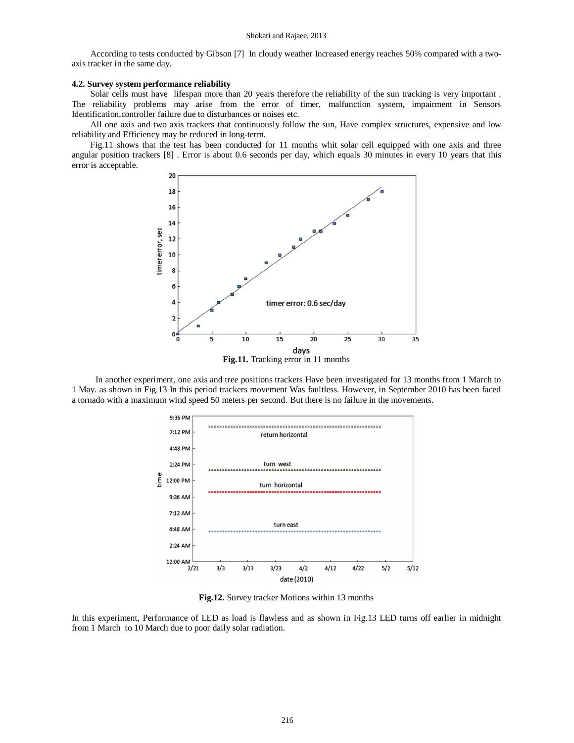According to tests conducted by Gibson [7] In cloudy weather Increased energy reaches 50% compared with a two-axis tracker in the same day.

#### 4.2. Survey system performance reliability

Solar cells must have lifespan more than 20 years therefore the reliability of the sun tracking is very important . The reliability problems may arise from the error of timer, malfunction system, impairment in Sensors Identification,controller failure due to disturbances or noises etc.

All one axis and two axis trackers that continuously follow the sun, Have complex structures, expensive and low reliability and Efficiency may be reduced in long-term.

Fig.11 shows that the test has been conducted for 11 months whit solar cell equipped with one axis and three angular position trackers [8] . Error is about 0.6 seconds per day, which equals 30 minutes in every 10 years that this error is acceptable.

**Fig.11.** Tracking error in 11 months

In another experiment, one axis and tree positions trackers Have been investigated for 13 months from 1 March to 1 May. as shown in Fig.13 In this period trackers movement Was faultless. However, in September 2010 has been faced a tornado with a maximum wind speed 50 meters per second. But there is no failure in the movements.

**Fig.12.** Survey tracker Motions within 13 months

In this experiment, Performance of LED as load is flawless and as shown in Fig.13 LED turns off earlier in midnight from 1 March to 10 March due to poor daily solar radiation.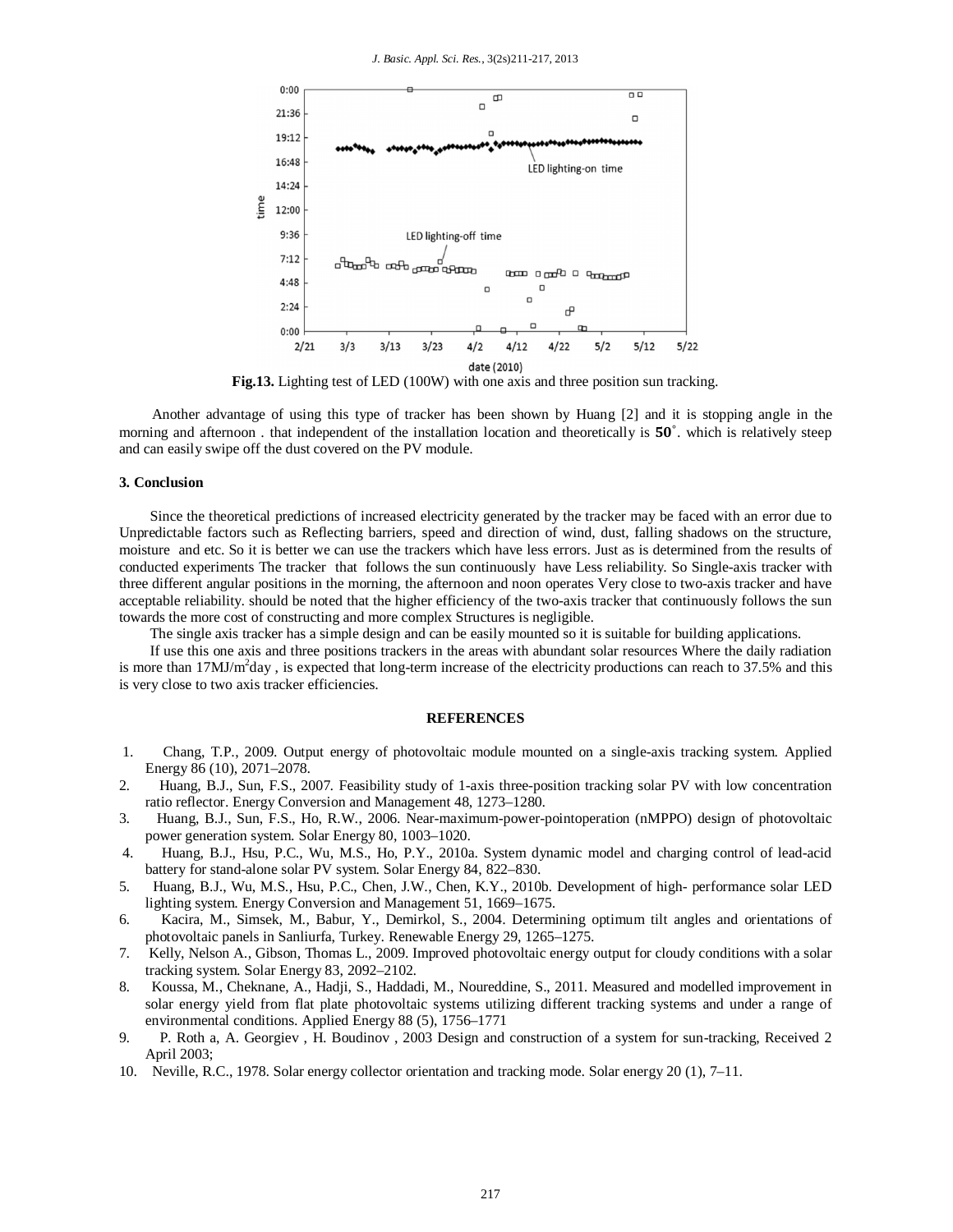0:00
21:36
19:12
16:48
14:24
12:00
9:36
7:12
4:48
2:24
0:00

time

2/21 3/3 3/13 3/23 4/2 4/12 4/22 5/2 5/12 5/22

date (2010)

LED lighting-on time

LED lighting-off time

**Fig.13.** Lighting test of LED (100W) with one axis and three position sun tracking.

Another advantage of using this type of tracker has been shown by Huang [2] and it is stopping angle in the morning and afternoon . that independent of the installation location and theoretically is **50**˚. which is relatively steep and can easily swipe off the dust covered on the PV module.

### 3. Conclusion

Since the theoretical predictions of increased electricity generated by the tracker may be faced with an error due to Unpredictable factors such as Reflecting barriers, speed and direction of wind, dust, falling shadows on the structure, moisture and etc. So it is better we can use the trackers which have less errors. Just as is determined from the results of conducted experiments The tracker that follows the sun continuously have Less reliability. So Single-axis tracker with three different angular positions in the morning, the afternoon and noon operates Very close to two-axis tracker and have acceptable reliability. should be noted that the higher efficiency of the two-axis tracker that continuously follows the sun towards the more cost of constructing and more complex Structures is negligible.

The single axis tracker has a simple design and can be easily mounted so it is suitable for building applications.

If use this one axis and three positions trackers in the areas with abundant solar resources Where the daily radiation is more than 17MJ/m$^2$day , is expected that long-term increase of the electricity productions can reach to 37.5% and this is very close to two axis tracker efficiencies.

### REFERENCES

1. Chang, T.P., 2009. Output energy of photovoltaic module mounted on a single-axis tracking system. Applied Energy 86 (10), 2071–2078.
2. Huang, B.J., Sun, F.S., 2007. Feasibility study of 1-axis three-position tracking solar PV with low concentration ratio reflector. Energy Conversion and Management 48, 1273–1280.
3. Huang, B.J., Sun, F.S., Ho, R.W., 2006. Near-maximum-power-pointoperation (nMPPO) design of photovoltaic power generation system. Solar Energy 80, 1003–1020.
4. Huang, B.J., Hsu, P.C., Wu, M.S., Ho, P.Y., 2010a. System dynamic model and charging control of lead-acid battery for stand-alone solar PV system. Solar Energy 84, 822–830.
5. Huang, B.J., Wu, M.S., Hsu, P.C., Chen, J.W., Chen, K.Y., 2010b. Development of high- performance solar LED lighting system. Energy Conversion and Management 51, 1669–1675.
6. Kacira, M., Simsek, M., Babur, Y., Demirkol, S., 2004. Determining optimum tilt angles and orientations of photovoltaic panels in Sanliurfa, Turkey. Renewable Energy 29, 1265–1275.
7. Kelly, Nelson A., Gibson, Thomas L., 2009. Improved photovoltaic energy output for cloudy conditions with a solar tracking system. Solar Energy 83, 2092–2102.
8. Koussa, M., Cheknane, A., Hadji, S., Haddadi, M., Noureddine, S., 2011. Measured and modelled improvement in solar energy yield from flat plate photovoltaic systems utilizing different tracking systems and under a range of environmental conditions. Applied Energy 88 (5), 1756–1771
9. P. Roth a, A. Georgiev , H. Boudinov , 2003 Design and construction of a system for sun-tracking, Received 2 April 2003;
10. Neville, R.C., 1978. Solar energy collector orientation and tracking mode. Solar energy 20 (1), 7–11.